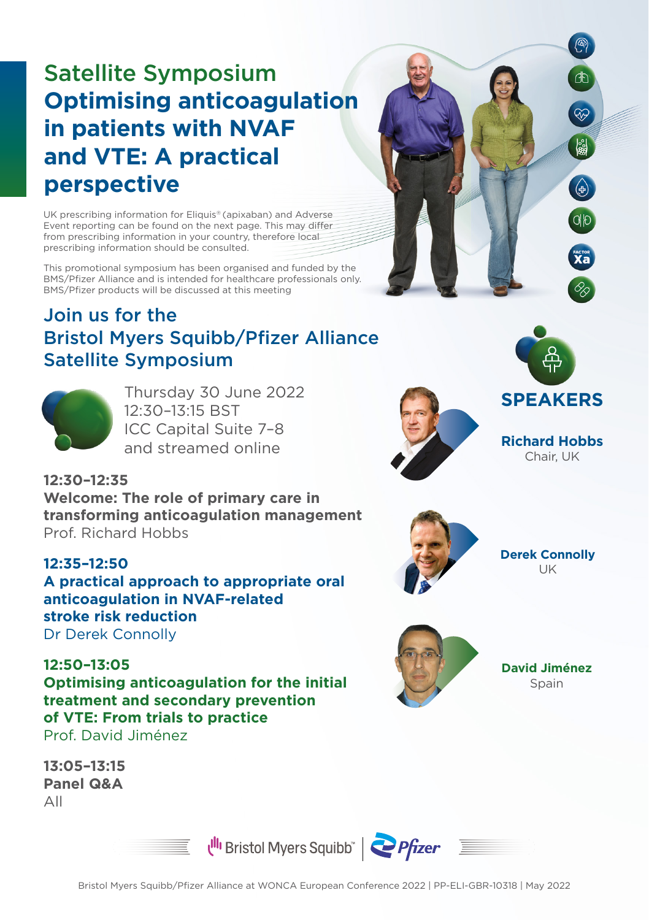# Satellite Symposium Optimising anticoagulation in patients with NVAF and VTE: A practical perspective

UK prescribing information for Eliquis® (apixaban) and Adverse Event reporting can be found on the next page. This may differ from prescribing information in your country, therefore local prescribing information should be consulted.

This promotional symposium has been organised and funded by the BMS/Pfizer Alliance and is intended for healthcare professionals only. BMS/Pfizer products will be discussed at this meeting

## Join us for the Bristol Myers Squibb/Pfizer Alliance Satellite Symposium

Thursday 30 June 2022
12:30–13:15 BST
ICC Capital Suite 7–8
and streamed online

**12:30–12:35**
**Welcome: The role of primary care in transforming anticoagulation management**
Prof. Richard Hobbs

**12:35–12:50**
**A practical approach to appropriate oral anticoagulation in NVAF-related stroke risk reduction**
Dr Derek Connolly

**12:50–13:05**
**Optimising anticoagulation for the initial treatment and secondary prevention of VTE: From trials to practice**
Prof. David Jiménez

**13:05–13:15**
**Panel Q&A**
All

## SPEAKERS

**Richard Hobbs**
Chair, UK

**Derek Connolly**
UK

**David Jiménez**
Spain

Bristol Myers Squibb™ | Pfizer

Bristol Myers Squibb/Pfizer Alliance at WONCA European Conference 2022 | PP-ELI-GBR-10318 | May 2022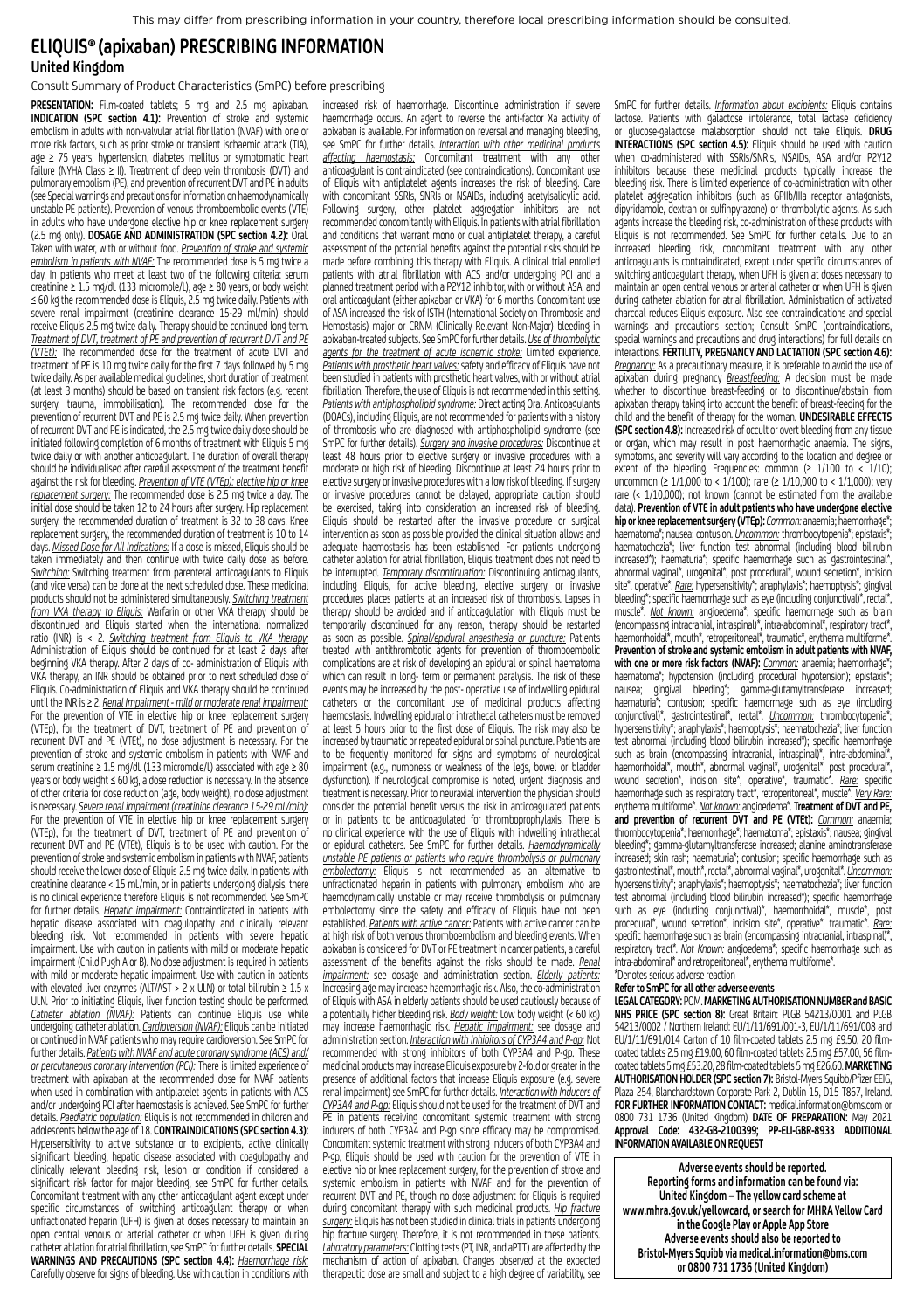This may differ from prescribing information in your country, therefore local prescribing information should be consulted.

# ELIQUIS® (apixaban) PRESCRIBING INFORMATION

## United Kingdom

Consult Summary of Product Characteristics (SmPC) before prescribing

**PRESENTATION:** Film-coated tablets; 5 mg and 2.5 mg apixaban. **INDICATION (SPC section 4.1):** Prevention of stroke and systemic embolism in adults with non-valvular atrial fibrillation (NVAF) with one or more risk factors, such as prior stroke or transient ischaemic attack (TIA), age ≥ 75 years, hypertension, diabetes mellitus or symptomatic heart failure (NYHA Class ≥ II). Treatment of deep vein thrombosis (DVT) and pulmonary embolism (PE), and prevention of recurrent DVT and PE in adults (see Special warnings and precautions for information on haemodynamically unstable PE patients). Prevention of venous thromboembolic events (VTE) in adults who have undergone elective hip or knee replacement surgery (2.5 mg only). **DOSAGE AND ADMINISTRATION (SPC section 4.2):** Oral. Taken with water, with or without food. *Prevention of stroke and systemic embolism in patients with NVAF:* The recommended dose is 5 mg twice a day. In patients who meet at least two of the following criteria: serum creatinine ≥ 1.5 mg/dL (133 micromole/L), age ≥ 80 years, or body weight ≤ 60 kg the recommended dose is Eliquis, 2.5 mg twice daily. Patients with severe renal impairment (creatinine clearance 15-29 ml/min) should receive Eliquis 2.5 mg twice daily. Therapy should be continued long term. *Treatment of DVT, treatment of PE and prevention of recurrent DVT and PE (VTEt):* The recommended dose for the treatment of acute DVT and treatment of PE is 10 mg twice daily for the first 7 days followed by 5 mg twice daily. As per available medical guidelines, short duration of treatment (at least 3 months) should be based on transient risk factors (e.g. recent surgery, trauma, immobilisation). The recommended dose for the prevention of recurrent DVT and PE is 2.5 mg twice daily. When prevention of recurrent DVT and PE is indicated, the 2.5 mg twice daily dose should be initiated following completion of 6 months of treatment with Eliquis 5 mg twice daily or with another anticoagulant. The duration of overall therapy should be individualised after careful assessment of the treatment benefit against the risk for bleeding. *Prevention of VTE (VTEp): elective hip or knee replacement surgery:* The recommended dose is 2.5 mg twice a day. The initial dose should be taken 12 to 24 hours after surgery. Hip replacement surgery, the recommended duration of treatment is 32 to 38 days. Knee replacement surgery, the recommended duration of treatment is 10 to 14 days. *Missed Dose for All Indications:* If a dose is missed, Eliquis should be taken immediately and then continue with twice daily dose as before. *Switching:* Switching treatment from parenteral anticoagulants to Eliquis (and vice versa) can be done at the next scheduled dose. These medicinal products should not be administered simultaneously. *Switching treatment from VKA therapy to Eliquis:* Warfarin or other VKA therapy should be discontinued and Eliquis started when the international normalized ratio (INR) is < 2. *Switching treatment from Eliquis to VKA therapy:* Administration of Eliquis should be continued for at least 2 days after beginning VKA therapy. After 2 days of co- administration of Eliquis with VKA therapy, an INR should be obtained prior to next scheduled dose of Eliquis. Co-administration of Eliquis and VKA therapy should be continued until the INR is ≥ 2. *Renal Impairment - mild or moderate renal impairment:* For the prevention of VTE in elective hip or knee replacement surgery (VTEp), for the treatment of DVT, treatment of PE and prevention of recurrent DVT and PE (VTEt), no dose adjustment is necessary. For the prevention of stroke and systemic embolism in patients with NVAF and serum creatinine ≥ 1.5 mg/dL (133 micromole/L) associated with age ≥ 80 years or body weight ≤ 60 kg, a dose reduction is necessary. In the absence of other criteria for dose reduction (age, body weight), no dose adjustment is necessary. *Severe renal impairment (creatinine clearance 15-29 mL/min):* For the prevention of VTE in elective hip or knee replacement surgery (VTEp), for the treatment of DVT, treatment of PE and prevention of recurrent DVT and PE (VTEt), Eliquis is to be used with caution. For the prevention of stroke and systemic embolism in patients with NVAF, patients should receive the lower dose of Eliquis 2.5 mg twice daily. In patients with creatinine clearance < 15 mL/min, or in patients undergoing dialysis, there is no clinical experience therefore Eliquis is not recommended. See SmPC for further details. *Hepatic impairment:* Contraindicated in patients with hepatic disease associated with coagulopathy and clinically relevant bleeding risk. Not recommended in patients with severe hepatic impairment. Use with caution in patients with mild or moderate hepatic impairment (Child Pugh A or B). No dose adjustment is required in patients with mild or moderate hepatic impairment. Use with caution in patients with elevated liver enzymes (ALT/AST > 2 x ULN) or total bilirubin ≥ 1.5 x ULN. Prior to initiating Eliquis, liver function testing should be performed. *Catheter ablation (NVAF):* Patients can continue Eliquis use while undergoing catheter ablation. *Cardioversion (NVAF):* Eliquis can be initiated or continued in NVAF patients who may require cardioversion. See SmPC for further details. *Patients with NVAF and acute coronary syndrome (ACS) and/or percutaneous coronary intervention (PCI):* There is limited experience of treatment with apixaban at the recommended dose for NVAF patients when used in combination with antiplatelet agents in patients with ACS and/or undergoing PCI after haemostasis is achieved. See SmPC for further details. *Paediatric population:* Eliquis is not recommended in children and adolescents below the age of 18. **CONTRAINDICATIONS (SPC section 4.3):** Hypersensitivity to active substance or to excipients, active clinically significant bleeding, hepatic disease associated with coagulopathy and clinically relevant bleeding risk, lesion or condition if considered a significant risk factor for major bleeding, see SmPC for further details. Concomitant treatment with any other anticoagulant agent except under specific circumstances of switching anticoagulant therapy or when unfractionated heparin (UFH) is given at doses necessary to maintain an open central venous or arterial catheter or when UFH is given during catheter ablation for atrial fibrillation, see SmPC for further details. **SPECIAL WARNINGS AND PRECAUTIONS (SPC section 4.4):** *Haemorrhage risk:* Carefully observe for signs of bleeding. Use with caution in conditions with increased risk of haemorrhage. Discontinue administration if severe haemorrhage occurs. An agent to reverse the anti-factor Xa activity of apixaban is available. For information on reversal and managing bleeding, see SmPC for further details. *Interaction with other medicinal products affecting haemostasis:* Concomitant treatment with any other anticoagulant is contraindicated (see contraindications). Concomitant use of Eliquis with antiplatelet agents increases the risk of bleeding. Care with concomitant SSRIs, SNRIs or NSAIDs, including acetylsalicylic acid. Following surgery, other platelet aggregation inhibitors are not recommended concomitantly with Eliquis. In patients with atrial fibrillation and conditions that warrant mono or dual antiplatelet therapy, a careful assessment of the potential benefits against the potential risks should be made before combining this therapy with Eliquis. A clinical trial enrolled patients with atrial fibrillation with ACS and/or undergoing PCI and a planned treatment period with a P2Y12 inhibitor, with or without ASA, and oral anticoagulant (either apixaban or VKA) for 6 months. Concomitant use of ASA increased the risk of ISTH (International Society on Thrombosis and Hemostasis) major or CRNM (Clinically Relevant Non-Major) bleeding in apixaban-treated subjects. See SmPC for further details. *Use of thrombolytic agents for the treatment of acute ischemic stroke:* Limited experience. *Patients with prosthetic heart valves:* safety and efficacy of Eliquis have not been studied in patients with prosthetic heart valves, with or without atrial fibrillation. Therefore, the use of Eliquis is not recommended in this setting. *Patients with antiphospholipid syndrome:* Direct acting Oral Anticoagulants (DOACs), including Eliquis, are not recommended for patients with a history of thrombosis who are diagnosed with antiphospholipid syndrome (see SmPC for further details). *Surgery and invasive procedures:* Discontinue at least 48 hours prior to elective surgery or invasive procedures with a moderate or high risk of bleeding. Discontinue at least 24 hours prior to elective surgery or invasive procedures with a low risk of bleeding. If surgery or invasive procedures cannot be delayed, appropriate caution should be exercised, taking into consideration an increased risk of bleeding. Eliquis should be restarted after the invasive procedure or surgical intervention as soon as possible provided the clinical situation allows and adequate haemostasis has been established. For patients undergoing catheter ablation for atrial fibrillation, Eliquis treatment does not need to be interrupted. *Temporary discontinuation:* Discontinuing anticoagulants, including Eliquis, for active bleeding, elective surgery, or invasive procedures places patients at an increased risk of thrombosis. Lapses in therapy should be avoided and if anticoagulation with Eliquis must be temporarily discontinued for any reason, therapy should be restarted as soon as possible. *Spinal/epidural anaesthesia or puncture:* Patients treated with antithrombotic agents for prevention of thromboembolic complications are at risk of developing an epidural or spinal haematoma which can result in long- term or permanent paralysis. The risk of these events may be increased by the post- operative use of indwelling epidural catheters or the concomitant use of medicinal products affecting haemostasis. Indwelling epidural or intrathecal catheters must be removed at least 5 hours prior to the first dose of Eliquis. The risk may also be increased by traumatic or repeated epidural or spinal puncture. Patients are to be frequently monitored for signs and symptoms of neurological impairment (e.g., numbness or weakness of the legs, bowel or bladder dysfunction). If neurological compromise is noted, urgent diagnosis and treatment is necessary. Prior to neuraxial intervention the physician should consider the potential benefit versus the risk in anticoagulated patients or in patients to be anticoagulated for thromboprophylaxis. There is no clinical experience with the use of Eliquis with indwelling intrathecal or epidural catheters. See SmPC for further details. *Haemodynamically unstable PE patients or patients who require thrombolysis or pulmonary embolectomy:* Eliquis is not recommended as an alternative to unfractionated heparin in patients with pulmonary embolism who are haemodynamically unstable or may receive thrombolysis or pulmonary embolectomy since the safety and efficacy of Eliquis have not been established. *Patients with active cancer:* Patients with active cancer can be at high risk of both venous thromboembolism and bleeding events. When apixaban is considered for DVT or PE treatment in cancer patients, a careful assessment of the benefits against the risks should be made. *Renal impairment:* see dosage and administration section. *Elderly patients:* Increasing age may increase haemorrhagic risk. Also, the co-administration of Eliquis with ASA in elderly patients should be used cautiously because of a potentially higher bleeding risk. *Body weight:* Low body weight (< 60 kg) may increase haemorrhagic risk. *Hepatic impairment:* see dosage and administration section. *Interaction with Inhibitors of CYP3A4 and P-gp:* Not recommended with strong inhibitors of both CYP3A4 and P-gp. These medicinal products may increase Eliquis exposure by 2-fold or greater in the presence of additional factors that increase Eliquis exposure (e.g. severe renal impairment) see SmPC for further details. *Interaction with Inducers of CYP3A4 and P-gp:* Eliquis should not be used for the treatment of DVT and PE in patients receiving concomitant systemic treatment with strong inducers of both CYP3A4 and P-gp since efficacy may be compromised. Concomitant systemic treatment with strong inducers of both CYP3A4 and P-gp, Eliquis should be used with caution for the prevention of VTE in elective hip or knee replacement surgery, for the prevention of stroke and systemic embolism in patients with NVAF and for the prevention of recurrent DVT and PE, though no dose adjustment for Eliquis is required during concomitant treatment with such medicinal products. *Hip fracture surgery:* Eliquis has not been studied in clinical trials in patients undergoing hip fracture surgery. Therefore, it is not recommended in these patients. *Laboratory parameters:* Clotting tests (PT, INR, and aPTT) are affected by the mechanism of action of apixaban. Changes observed at the expected therapeutic dose are small and subject to a high degree of variability, see SmPC for further details. *Information about excipients:* Eliquis contains lactose. Patients with galactose intolerance, total lactase deficiency or glucose-galactose malabsorption should not take Eliquis. **DRUG INTERACTIONS (SPC section 4.5):** Eliquis should be used with caution when co-administered with SSRIs/SNRIs, NSAIDs, ASA and/or P2Y12 inhibitors because these medicinal products typically increase the bleeding risk. There is limited experience of co-administration with other platelet aggregation inhibitors (such as GPIIb/IIIa receptor antagonists, dipyridamole, dextran or sulfinpyrazone) or thrombolytic agents. As such agents increase the bleeding risk, co-administration of these products with Eliquis is not recommended. See SmPC for further details. Due to an increased bleeding risk, concomitant treatment with any other anticoagulants is contraindicated, except under specific circumstances of switching anticoagulant therapy, when UFH is given at doses necessary to maintain an open central venous or arterial catheter or when UFH is given during catheter ablation for atrial fibrillation. Administration of activated charcoal reduces Eliquis exposure. Also see contraindications and special warnings and precautions section; Consult SmPC (contraindications, special warnings and precautions and drug interactions) for full details on interactions. **FERTILITY, PREGNANCY AND LACTATION (SPC section 4.6):** *Pregnancy:* As a precautionary measure, it is preferable to avoid the use of apixaban during pregnancy *Breastfeeding:* A decision must be made whether to discontinue breast-feeding or to discontinue/abstain from apixaban therapy taking into account the benefit of breast-feeding for the child and the benefit of therapy for the woman. **UNDESIRABLE EFFECTS (SPC section 4.8):** Increased risk of occult or overt bleeding from any tissue or organ, which may result in post haemorrhagic anaemia. The signs, symptoms, and severity will vary according to the location and degree or extent of the bleeding. Frequencies: common (≥ 1/100 to < 1/10); uncommon (≥ 1/1,000 to < 1/100); rare (≥ 1/10,000 to < 1/1,000); very rare (< 1/10,000); not known (cannot be estimated from the available data). **Prevention of VTE in adult patients who have undergone elective hip or knee replacement surgery (VTEp):** *Common:* anaemia; haemorrhage*; haematoma*; nausea; contusion. *Uncommon:* thrombocytopenia*; epistaxis*; haematochezia*; liver function test abnormal (including blood bilirubin increased*); haematuria*; specific haemorrhage such as gastrointestinal*, abnormal vaginal*, urogenital*, post procedural*, wound secretion*, incision site*, operative*. *Rare:* hypersensitivity*; anaphylaxis*; haemoptysis*; gingival bleeding*; specific haemorrhage such as eye (including conjunctival)*, rectal*, muscle*. *Not known:* angioedema*; specific haemorrhage such as brain (encompassing intracranial, intraspinal)*, intra-abdominal*, respiratory tract*, haemorrhoidal*, mouth*, retroperitoneal*, traumatic*, erythema multiforme*. **Prevention of stroke and systemic embolism in adult patients with NVAF, with one or more risk factors (NVAF):** *Common:* anaemia; haemorrhage*; haematoma*; hypotension (including procedural hypotension); epistaxis*; nausea; gingival bleeding*; gamma-glutamyltransferase increased; haematuria*; contusion; specific haemorrhage such as eye (including conjunctival)*, gastrointestinal*, rectal*. *Uncommon:* thrombocytopenia*; hypersensitivity*; anaphylaxis*; haemoptysis*; haematochezia*; liver function test abnormal (including blood bilirubin increased*); specific haemorrhage such as brain (encompassing intracranial, intraspinal)*, intra-abdominal*, haemorrhoidal*, mouth*, abnormal vaginal*, urogenital*, post procedural*, wound secretion*, incision site*, operative*, traumatic*. *Rare:* specific haemorrhage such as respiratory tract*, retroperitoneal*, muscle*. *Very Rare:* erythema multiforme*. *Not known:* angioedema*. **Treatment of DVT and PE, and prevention of recurrent DVT and PE (VTEt):** *Common:* anaemia; thrombocytopenia*; haemorrhage*; haematoma*; epistaxis*; nausea; gingival bleeding*; gamma-glutamyltransferase increased; alanine aminotransferase increased; skin rash; haematuria*; contusion; specific haemorrhage such as gastrointestinal*, mouth*, rectal*, abnormal vaginal*, urogenital*. *Uncommon:* hypersensitivity*; anaphylaxis*; haemoptysis*; haematochezia*; liver function test abnormal (including blood bilirubin increased*); specific haemorrhage such as eye (including conjunctival)*, haemorrhoidal*, muscle*, post procedural*, wound secretion*, incision site*, operative*, traumatic*. *Rare:* specific haemorrhage such as brain (encompassing intracranial, intraspinal)*, respiratory tract*. *Not Known:* angioedema*; specific haemorrhage such as intra-abdominal* and retroperitoneal*, erythema multiforme*.

*Denotes serious adverse reaction

**Refer to SmPC for all other adverse events**

**LEGAL CATEGORY:** POM. **MARKETING AUTHORISATION NUMBER and BASIC NHS PRICE (SPC section 8):** Great Britain: PLGB 54213/0001 and PLGB 54213/0002 / Northern Ireland: EU/1/11/691/001-3, EU/1/11/691/008 and EU/1/11/691/014 Carton of 10 film-coated tablets 2.5 mg £9.50, 20 film-coated tablets 2.5 mg £19.00, 60 film-coated tablets 2.5 mg £57.00, 56 film-coated tablets 5 mg £53.20, 28 film-coated tablets 5 mg £26.60. **MARKETING AUTHORISATION HOLDER (SPC section 7):** Bristol-Myers Squibb/Pfizer EEIG, Plaza 254, Blanchardstown Corporate Park 2, Dublin 15, D15 T867, Ireland. **FOR FURTHER INFORMATION CONTACT:** medical.information@bms.com or 0800 731 1736 (United Kingdom) **DATE OF PREPARATION:** May 2021 **Approval Code: 432-GB-2100399; PP-ELI-GBR-8933 ADDITIONAL INFORMATION AVAILABLE ON REQUEST**

**Adverse events should be reported. Reporting forms and information can be found via: United Kingdom – The yellow card scheme at www.mhra.gov.uk/yellowcard, or search for MHRA Yellow Card in the Google Play or Apple App Store Adverse events should also be reported to Bristol-Myers Squibb via medical.information@bms.com or 0800 731 1736 (United Kingdom)**